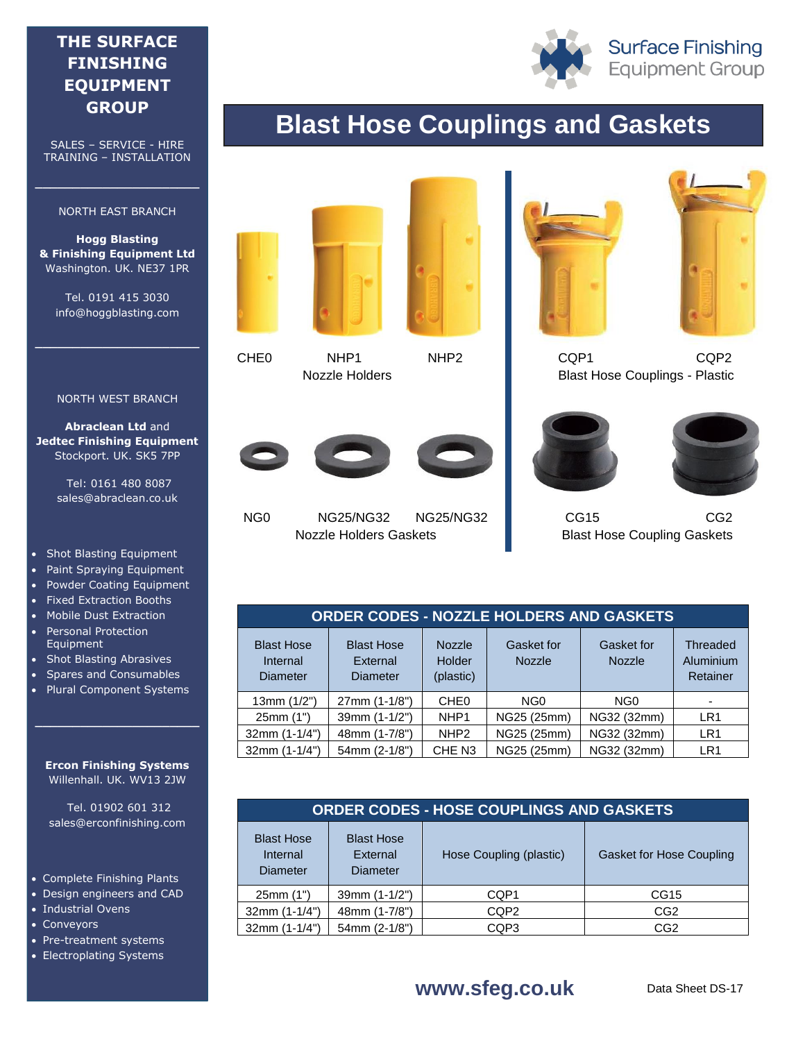# Blast Hose Couplings and Gaskets

CHE0 NHP1 NHP2
Nozzle Holders

CQP1 CQP2
Blast Hose Couplings - Plastic

NG0 NG25/NG32 NG25/NG32
Nozzle Holders Gaskets

CG15 CG2
Blast Hose Coupling Gaskets

## ORDER CODES - NOZZLE HOLDERS AND GASKETS

| Blast Hose Internal Diameter | Blast Hose External Diameter | Nozzle Holder (plastic) | Gasket for Nozzle | Gasket for Nozzle | Threaded Aluminium Retainer |
|---|---|---|---|---|---|
| 13mm (1/2") | 27mm (1-1/8") | CHE0 | NG0 | NG0 | - |
| 25mm (1") | 39mm (1-1/2") | NHP1 | NG25 (25mm) | NG32 (32mm) | LR1 |
| 32mm (1-1/4") | 48mm (1-7/8") | NHP2 | NG25 (25mm) | NG32 (32mm) | LR1 |
| 32mm (1-1/4") | 54mm (2-1/8") | CHE N3 | NG25 (25mm) | NG32 (32mm) | LR1 |

## ORDER CODES - HOSE COUPLINGS AND GASKETS

| Blast Hose Internal Diameter | Blast Hose External Diameter | Hose Coupling (plastic) | Gasket for Hose Coupling |
|---|---|---|---|
| 25mm (1") | 39mm (1-1/2") | CQP1 | CG15 |
| 32mm (1-1/4") | 48mm (1-7/8") | CQP2 | CG2 |
| 32mm (1-1/4") | 54mm (2-1/8") | CQP3 | CG2 |

**www.sfeg.co.uk**

Data Sheet DS-17

---

**THE SURFACE FINISHING EQUIPMENT GROUP**

SALES – SERVICE - HIRE
TRAINING – INSTALLATION

NORTH EAST BRANCH

**Hogg Blasting & Finishing Equipment Ltd**
Washington. UK. NE37 1PR

Tel. 0191 415 3030
info@hoggblasting.com

NORTH WEST BRANCH

**Abraclean Ltd** and **Jedtec Finishing Equipment**
Stockport. UK. SK5 7PP

Tel: 0161 480 8087
sales@abraclean.co.uk

- Shot Blasting Equipment
- Paint Spraying Equipment
- Powder Coating Equipment
- Fixed Extraction Booths
- Mobile Dust Extraction
- Personal Protection Equipment
- Shot Blasting Abrasives
- Spares and Consumables
- Plural Component Systems

**Ercon Finishing Systems**
Willenhall. UK. WV13 2JW

Tel. 01902 601 312
sales@erconfinishing.com

- Complete Finishing Plants
- Design engineers and CAD
- Industrial Ovens
- Conveyors
- Pre-treatment systems
- Electroplating Systems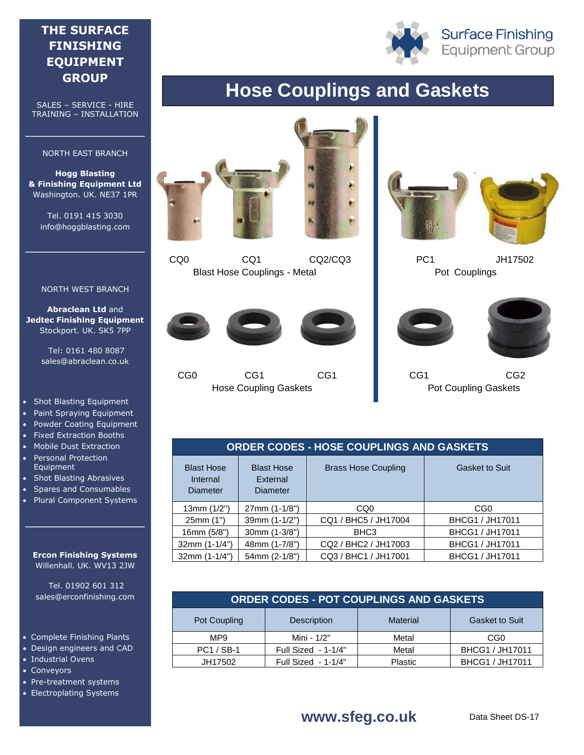# THE SURFACE FINISHING EQUIPMENT GROUP

SALES – SERVICE - HIRE
TRAINING – INSTALLATION

NORTH EAST BRANCH

**Hogg Blasting & Finishing Equipment Ltd**
Washington. UK. NE37 1PR

Tel. 0191 415 3030
info@hoggblasting.com

NORTH WEST BRANCH

**Abraclean Ltd** and **Jedtec Finishing Equipment**
Stockport. UK. SK5 7PP

Tel: 0161 480 8087
sales@abraclean.co.uk

- Shot Blasting Equipment
- Paint Spraying Equipment
- Powder Coating Equipment
- Fixed Extraction Booths
- Mobile Dust Extraction
- Personal Protection Equipment
- Shot Blasting Abrasives
- Spares and Consumables
- Plural Component Systems

**Ercon Finishing Systems**
Willenhall. UK. WV13 2JW

Tel. 01902 601 312
sales@erconfinishing.com

- Complete Finishing Plants
- Design engineers and CAD
- Industrial Ovens
- Conveyors
- Pre-treatment systems
- Electroplating Systems

Surface Finishing Equipment Group

# Hose Couplings and Gaskets

CQ0 CQ1 CQ2/CQ3
Blast Hose Couplings - Metal

PC1 JH17502
Pot Couplings

CG0 CG1 CG1
Hose Coupling Gaskets

CG1 CG2
Pot Coupling Gaskets

## ORDER CODES - HOSE COUPLINGS AND GASKETS

| Blast Hose Internal Diameter | Blast Hose External Diameter | Brass Hose Coupling | Gasket to Suit |
|---|---|---|---|
| 13mm (1/2") | 27mm (1-1/8") | CQ0 | CG0 |
| 25mm (1") | 39mm (1-1/2") | CQ1 / BHC5 / JH17004 | BHCG1 / JH17011 |
| 16mm (5/8") | 30mm (1-3/8") | BHC3 | BHCG1 / JH17011 |
| 32mm (1-1/4") | 48mm (1-7/8") | CQ2 / BHC2 / JH17003 | BHCG1 / JH17011 |
| 32mm (1-1/4") | 54mm (2-1/8") | CQ3 / BHC1 / JH17001 | BHCG1 / JH17011 |

## ORDER CODES - POT COUPLINGS AND GASKETS

| Pot Coupling | Description | Material | Gasket to Suit |
|---|---|---|---|
| MP9 | Mini - 1/2" | Metal | CG0 |
| PC1 / SB-1 | Full Sized - 1-1/4" | Metal | BHCG1 / JH17011 |
| JH17502 | Full Sized - 1-1/4" | Plastic | BHCG1 / JH17011 |

**www.sfeg.co.uk**

Data Sheet DS-17